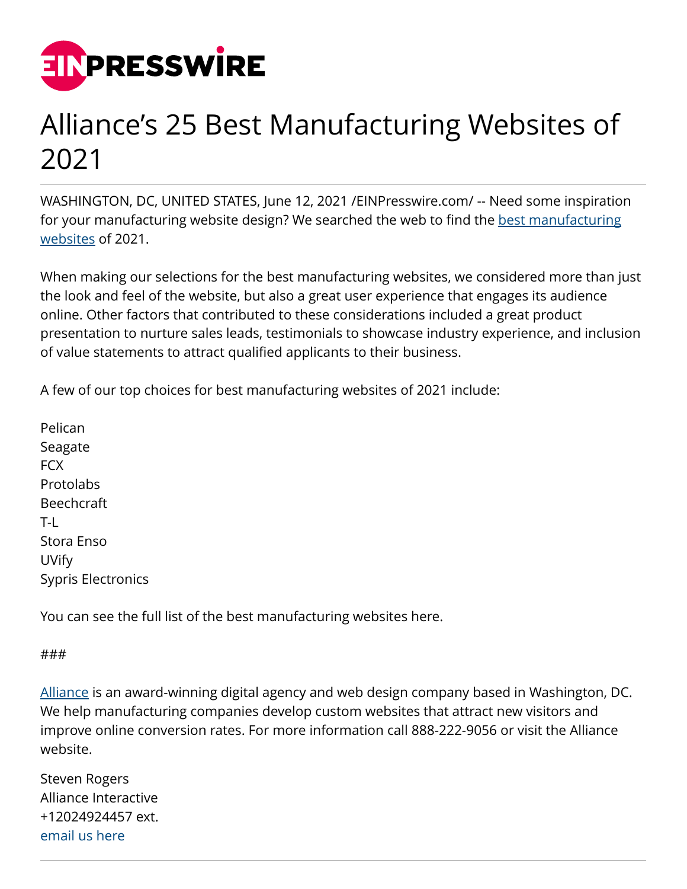# Alliance's 25 Best Manufacturing Websites of 2021

WASHINGTON, DC, UNITED STATES, June 12, 2021 /EINPresswire.com/ -- Need some inspiration for your manufacturing website design? We searched the web to find the best manufacturing websites of 2021.

When making our selections for the best manufacturing websites, we considered more than just the look and feel of the website, but also a great user experience that engages its audience online. Other factors that contributed to these considerations included a great product presentation to nurture sales leads, testimonials to showcase industry experience, and inclusion of value statements to attract qualified applicants to their business.

A few of our top choices for best manufacturing websites of 2021 include:

Pelican
Seagate
FCX
Protolabs
Beechcraft
T-L
Stora Enso
UVify
Sypris Electronics

You can see the full list of the best manufacturing websites here.

###

Alliance is an award-winning digital agency and web design company based in Washington, DC. We help manufacturing companies develop custom websites that attract new visitors and improve online conversion rates. For more information call 888-222-9056 or visit the Alliance website.

Steven Rogers
Alliance Interactive
+12024924457 ext.
email us here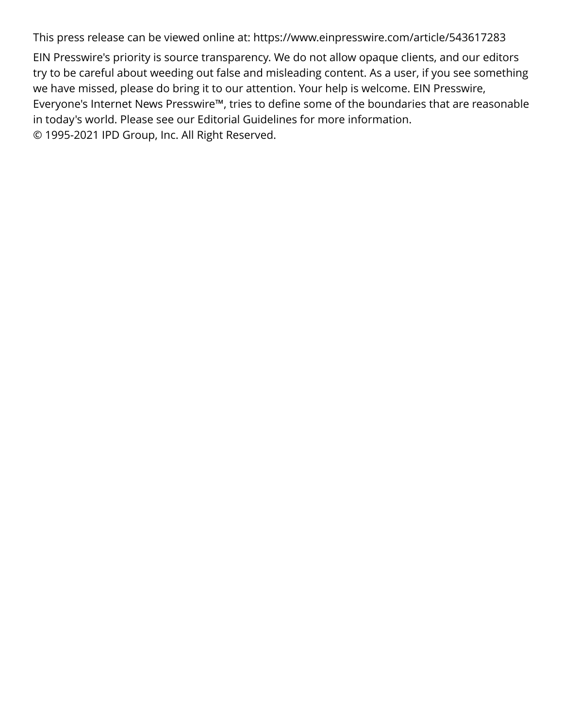This press release can be viewed online at: https://www.einpresswire.com/article/543617283

EIN Presswire's priority is source transparency. We do not allow opaque clients, and our editors try to be careful about weeding out false and misleading content. As a user, if you see something we have missed, please do bring it to our attention. Your help is welcome. EIN Presswire, Everyone's Internet News Presswire™, tries to define some of the boundaries that are reasonable in today's world. Please see our Editorial Guidelines for more information.
© 1995-2021 IPD Group, Inc. All Right Reserved.